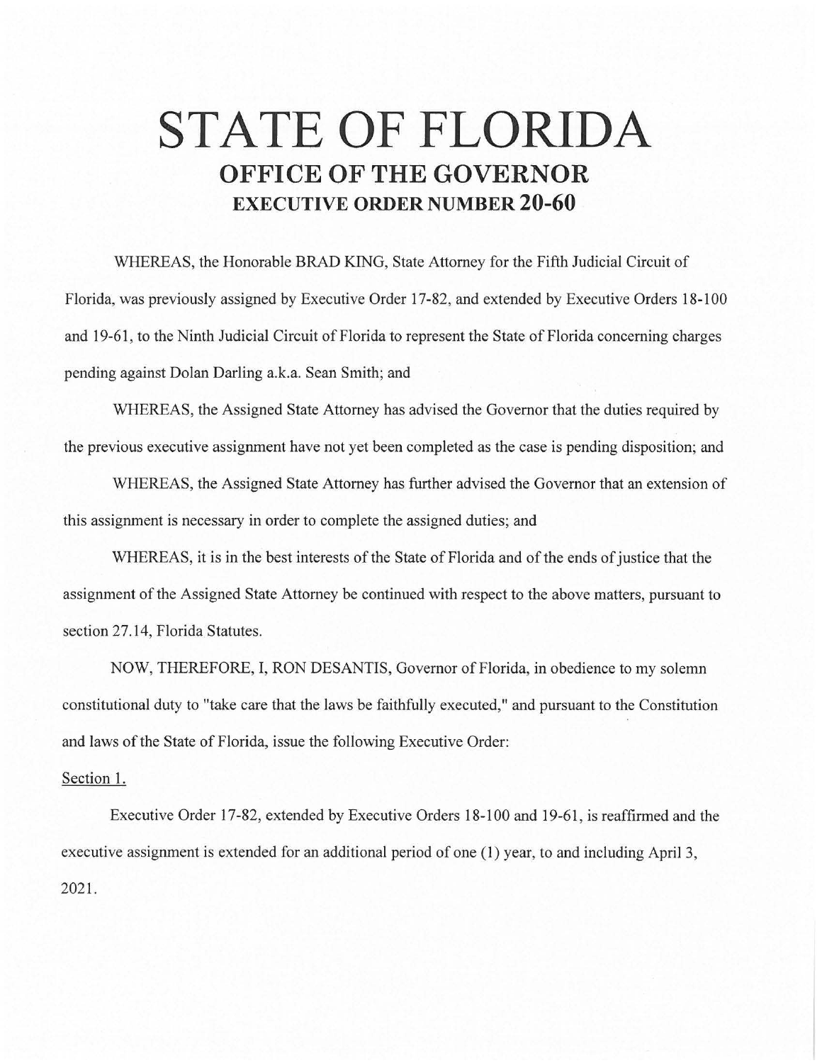# STATE OF FLORIDA

## OFFICE OF THE GOVERNOR

### EXECUTIVE ORDER NUMBER 20-60

WHEREAS, the Honorable BRAD KING, State Attorney for the Fifth Judicial Circuit of Florida, was previously assigned by Executive Order 17-82, and extended by Executive Orders 18-100 and 19-61, to the Ninth Judicial Circuit of Florida to represent the State of Florida concerning charges pending against Dolan Darling a.k.a. Sean Smith; and

WHEREAS, the Assigned State Attorney has advised the Governor that the duties required by the previous executive assignment have not yet been completed as the case is pending disposition; and

WHEREAS, the Assigned State Attorney has further advised the Governor that an extension of this assignment is necessary in order to complete the assigned duties; and

WHEREAS, it is in the best interests of the State of Florida and of the ends of justice that the assignment of the Assigned State Attorney be continued with respect to the above matters, pursuant to section 27.14, Florida Statutes.

NOW, THEREFORE, I, RON DESANTIS, Governor of Florida, in obedience to my solemn constitutional duty to "take care that the laws be faithfully executed," and pursuant to the Constitution and laws of the State of Florida, issue the following Executive Order:

Section 1.

Executive Order 17-82, extended by Executive Orders 18-100 and 19-61, is reaffirmed and the executive assignment is extended for an additional period of one (1) year, to and including April 3, 2021.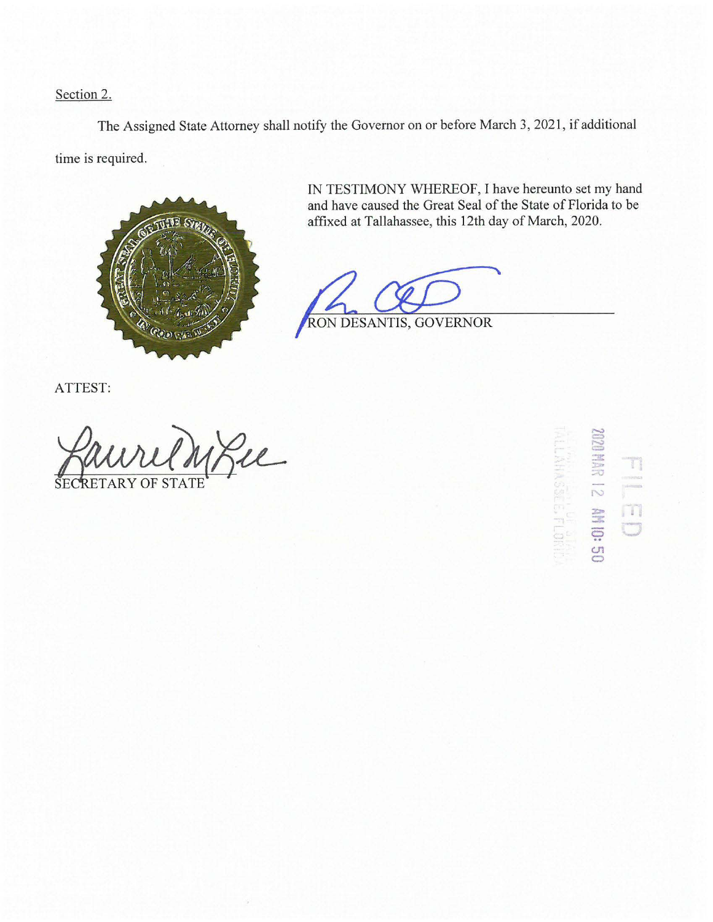Section 2.

The Assigned State Attorney shall notify the Governor on or before March 3, 2021, if additional time is required.

IN TESTIMONY WHEREOF, I have hereunto set my hand and have caused the Great Seal of the State of Florida to be affixed at Tallahassee, this 12th day of March, 2020.

RON DESANTIS, GOVERNOR

ATTEST:

SECRETARY OF STATE

FILED

2020 MAR 12 AM 10: 50

DEPARTMENT OF STATE
TALLAHASSEE, FLORIDA